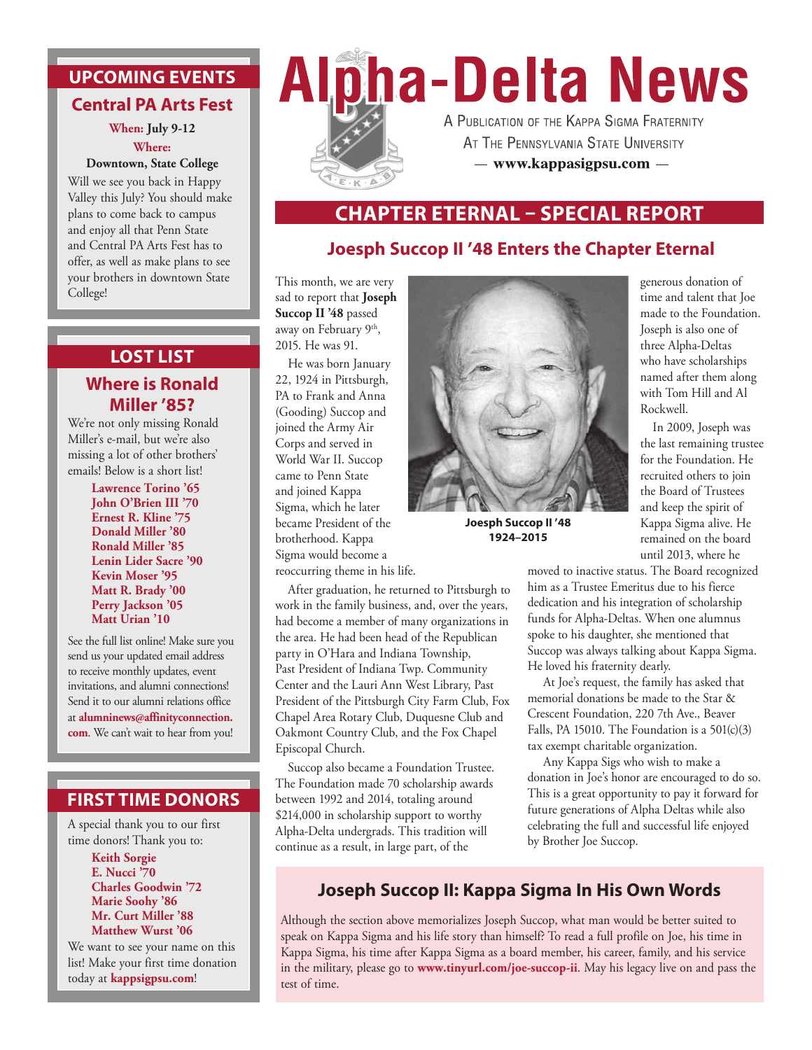# Alpha-Delta News

A Publication of the Kappa Sigma Fraternity
At The Pennsylvania State University
— www.kappasigpsu.com —

## CHAPTER ETERNAL – SPECIAL REPORT

### Joesph Succop II '48 Enters the Chapter Eternal

This month, we are very sad to report that **Joseph Succop II '48** passed away on February 9th, 2015. He was 91.

He was born January 22, 1924 in Pittsburgh, PA to Frank and Anna (Gooding) Succop and joined the Army Air Corps and served in World War II. Succop came to Penn State and joined Kappa Sigma, which he later became President of the brotherhood. Kappa Sigma would become a reoccurring theme in his life.

After graduation, he returned to Pittsburgh to work in the family business, and, over the years, had become a member of many organizations in the area. He had been head of the Republican party in O'Hara and Indiana Township, Past President of Indiana Twp. Community Center and the Lauri Ann West Library, Past President of the Pittsburgh City Farm Club, Fox Chapel Area Rotary Club, Duquesne Club and Oakmont Country Club, and the Fox Chapel Episcopal Church.

Succop also became a Foundation Trustee. The Foundation made 70 scholarship awards between 1992 and 2014, totaling around $214,000 in scholarship support to worthy Alpha-Delta undergrads. This tradition will continue as a result, in large part, of the generous donation of time and talent that Joe made to the Foundation. Joseph is also one of three Alpha-Deltas who have scholarships named after them along with Tom Hill and Al Rockwell.

Joesph Succop II '48
1924–2015

In 2009, Joseph was the last remaining trustee for the Foundation. He recruited others to join the Board of Trustees and keep the spirit of Kappa Sigma alive. He remained on the board until 2013, where he moved to inactive status. The Board recognized him as a Trustee Emeritus due to his fierce dedication and his integration of scholarship funds for Alpha-Deltas. When one alumnus spoke to his daughter, she mentioned that Succop was always talking about Kappa Sigma. He loved his fraternity dearly.

At Joe's request, the family has asked that memorial donations be made to the Star & Crescent Foundation, 220 7th Ave., Beaver Falls, PA 15010. The Foundation is a 501(c)(3) tax exempt charitable organization.

Any Kappa Sigs who wish to make a donation in Joe's honor are encouraged to do so. This is a great opportunity to pay it forward for future generations of Alpha Deltas while also celebrating the full and successful life enjoyed by Brother Joe Succop.

### Joseph Succop II: Kappa Sigma In His Own Words

Although the section above memorializes Joseph Succop, what man would be better suited to speak on Kappa Sigma and his life story than himself? To read a full profile on Joe, his time in Kappa Sigma, his time after Kappa Sigma as a board member, his career, family, and his service in the military, please go to **www.tinyurl.com/joe-succop-ii**. May his legacy live on and pass the test of time.

## UPCOMING EVENTS

### Central PA Arts Fest

**When:** July 9-12
**Where:**
**Downtown, State College**

Will we see you back in Happy Valley this July? You should make plans to come back to campus and enjoy all that Penn State and Central PA Arts Fest has to offer, as well as make plans to see your brothers in downtown State College!

## LOST LIST

### Where is Ronald Miller '85?

We're not only missing Ronald Miller's e-mail, but we're also missing a lot of other brothers' emails! Below is a short list!

- **Lawrence Torino '65**
- **John O'Brien III '70**
- **Ernest R. Kline '75**
- **Donald Miller '80**
- **Ronald Miller '85**
- **Lenin Lider Sacre '90**
- **Kevin Moser '95**
- **Matt R. Brady '00**
- **Perry Jackson '05**
- **Matt Urian '10**

See the full list online! Make sure you send us your updated email address to receive monthly updates, event invitations, and alumni connections! Send it to our alumni relations office at **alumninews@affinityconnection.com**. We can't wait to hear from you!

## FIRST TIME DONORS

A special thank you to our first time donors! Thank you to:

- **Keith Sorgie**
- **E. Nucci '70**
- **Charles Goodwin '72**
- **Marie Soohy '86**
- **Mr. Curt Miller '88**
- **Matthew Wurst '06**

We want to see your name on this list! Make your first time donation today at **kappsigpsu.com**!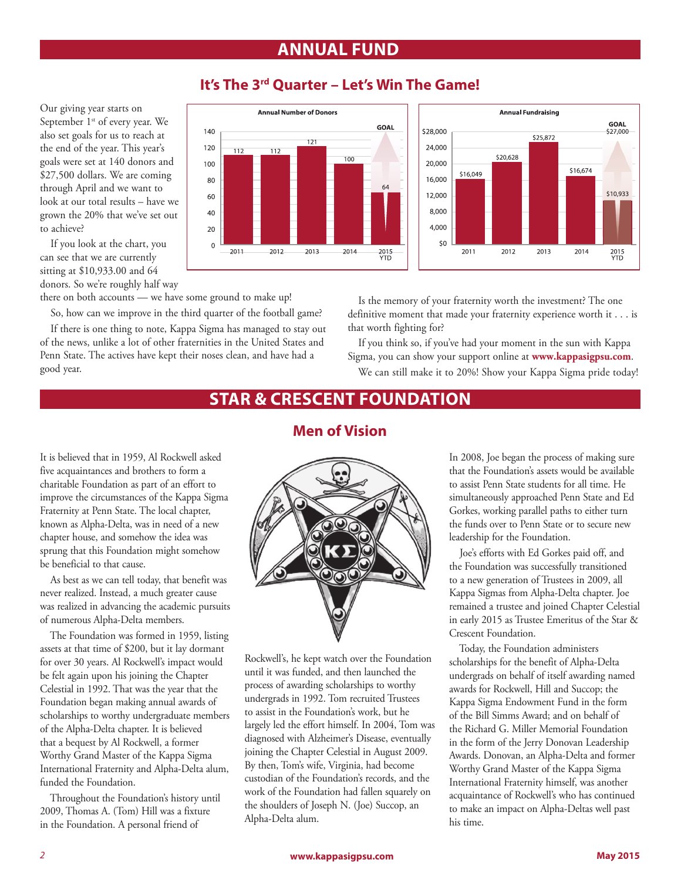# ANNUAL FUND

## It's The 3rd Quarter – Let's Win The Game!

Our giving year starts on September 1st of every year. We also set goals for us to reach at the end of the year. This year's goals were set at 140 donors and $27,500 dollars. We are coming through April and we want to look at our total results – have we grown the 20% that we've set out to achieve?

If you look at the chart, you can see that we are currently sitting at $10,933.00 and 64 donors. So we're roughly half way there on both accounts — we have some ground to make up!

**Annual Number of Donors**

| Year | Donors |
|---|---|
| 2011 | 112 |
| 2012 | 112 |
| 2013 | 121 |
| 2014 | 100 |
| 2015 YTD | 64 |
| GOAL | 140 |

**Annual Fundraising**

| Year | Amount |
|---|---|
| 2011 | $16,049 |
| 2012 | $20,628 |
| 2013 | $25,872 |
| 2014 | $16,674 |
| 2015 YTD | $10,933 |
| GOAL | $27,000 |

So, how can we improve in the third quarter of the football game?

If there is one thing to note, Kappa Sigma has managed to stay out of the news, unlike a lot of other fraternities in the United States and Penn State. The actives have kept their noses clean, and have had a good year.

Is the memory of your fraternity worth the investment? The one definitive moment that made your fraternity experience worth it . . . is that worth fighting for?

If you think so, if you've had your moment in the sun with Kappa Sigma, you can show your support online at **www.kappasigpsu.com**.

We can still make it to 20%! Show your Kappa Sigma pride today!

# STAR & CRESCENT FOUNDATION

## Men of Vision

It is believed that in 1959, Al Rockwell asked five acquaintances and brothers to form a charitable Foundation as part of an effort to improve the circumstances of the Kappa Sigma Fraternity at Penn State. The local chapter, known as Alpha-Delta, was in need of a new chapter house, and somehow the idea was sprung that this Foundation might somehow be beneficial to that cause.

As best as we can tell today, that benefit was never realized. Instead, a much greater cause was realized in advancing the academic pursuits of numerous Alpha-Delta members.

The Foundation was formed in 1959, listing assets at that time of $200, but it lay dormant for over 30 years. Al Rockwell's impact would be felt again upon his joining the Chapter Celestial in 1992. That was the year that the Foundation began making annual awards of scholarships to worthy undergraduate members of the Alpha-Delta chapter. It is believed that a bequest by Al Rockwell, a former Worthy Grand Master of the Kappa Sigma International Fraternity and Alpha-Delta alum, funded the Foundation.

Throughout the Foundation's history until 2009, Thomas A. (Tom) Hill was a fixture in the Foundation. A personal friend of Rockwell's, he kept watch over the Foundation until it was funded, and then launched the process of awarding scholarships to worthy undergrads in 1992. Tom recruited Trustees to assist in the Foundation's work, but he largely led the effort himself. In 2004, Tom was diagnosed with Alzheimer's Disease, eventually joining the Chapter Celestial in August 2009. By then, Tom's wife, Virginia, had become custodian of the Foundation's records, and the work of the Foundation had fallen squarely on the shoulders of Joseph N. (Joe) Succop, an Alpha-Delta alum.

In 2008, Joe began the process of making sure that the Foundation's assets would be available to assist Penn State students for all time. He simultaneously approached Penn State and Ed Gorkes, working parallel paths to either turn the funds over to Penn State or to secure new leadership for the Foundation.

Joe's efforts with Ed Gorkes paid off, and the Foundation was successfully transitioned to a new generation of Trustees in 2009, all Kappa Sigmas from Alpha-Delta chapter. Joe remained a trustee and joined Chapter Celestial in early 2015 as Trustee Emeritus of the Star & Crescent Foundation.

Today, the Foundation administers scholarships for the benefit of Alpha-Delta undergrads on behalf of itself awarding named awards for Rockwell, Hill and Succop; the Kappa Sigma Endowment Fund in the form of the Bill Simms Award; and on behalf of the Richard G. Miller Memorial Foundation in the form of the Jerry Donovan Leadership Awards. Donovan, an Alpha-Delta and former Worthy Grand Master of the Kappa Sigma International Fraternity himself, was another acquaintance of Rockwell's who has continued to make an impact on Alpha-Deltas well past his time.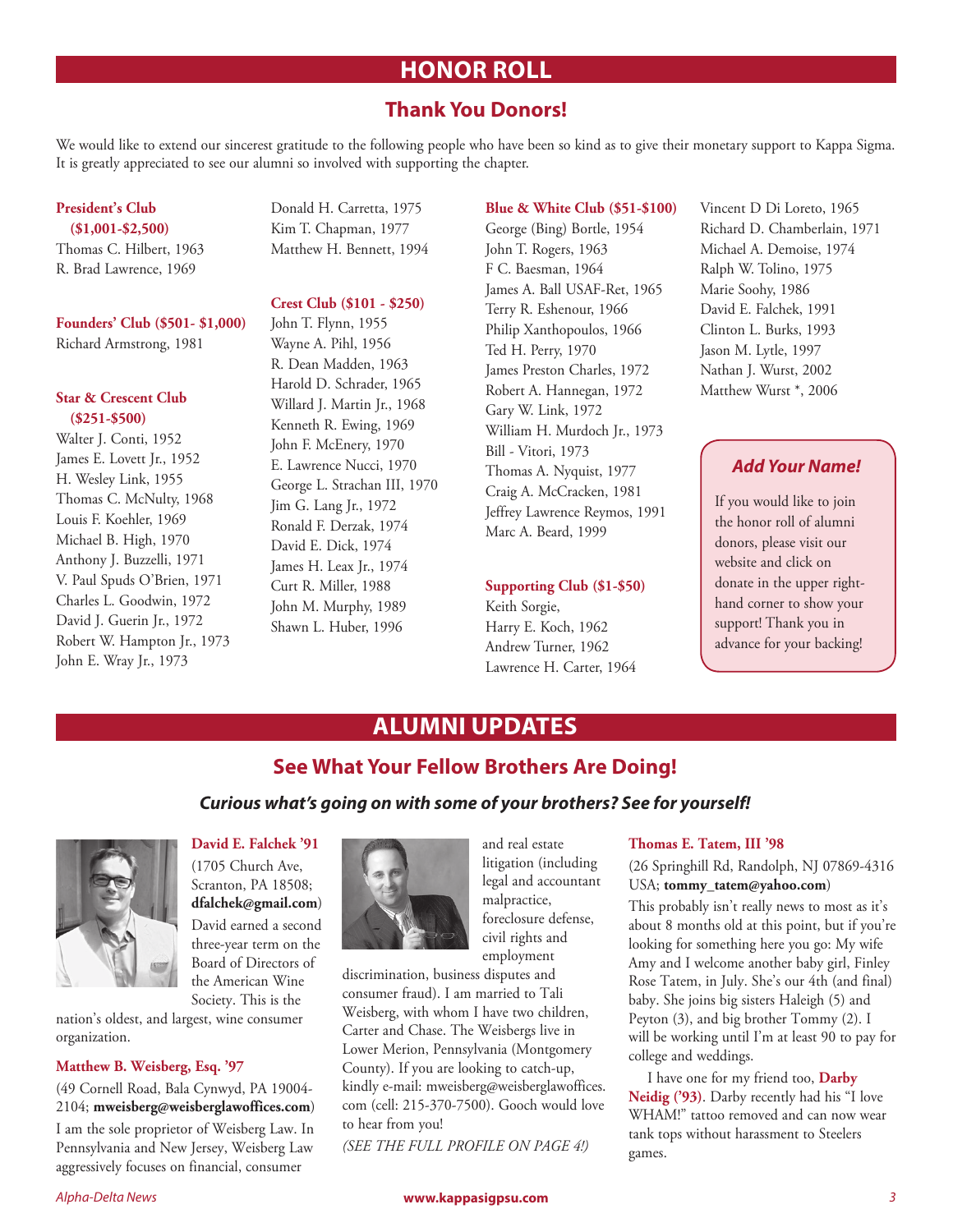# HONOR ROLL

## Thank You Donors!

We would like to extend our sincerest gratitude to the following people who have been so kind as to give their monetary support to Kappa Sigma. It is greatly appreciated to see our alumni so involved with supporting the chapter.

**President's Club ($1,001-$2,500)**

Thomas C. Hilbert, 1963
R. Brad Lawrence, 1969

**Founders' Club ($501- $1,000)**

Richard Armstrong, 1981

**Star & Crescent Club ($251-$500)**

Walter J. Conti, 1952
James E. Lovett Jr., 1952
H. Wesley Link, 1955
Thomas C. McNulty, 1968
Louis F. Koehler, 1969
Michael B. High, 1970
Anthony J. Buzzelli, 1971
V. Paul Spuds O'Brien, 1971
Charles L. Goodwin, 1972
David J. Guerin Jr., 1972
Robert W. Hampton Jr., 1973
John E. Wray Jr., 1973
Donald H. Carretta, 1975
Kim T. Chapman, 1977
Matthew H. Bennett, 1994

**Crest Club ($101 - $250)**

John T. Flynn, 1955
Wayne A. Pihl, 1956
R. Dean Madden, 1963
Harold D. Schrader, 1965
Willard J. Martin Jr., 1968
Kenneth R. Ewing, 1969
John F. McEnery, 1970
E. Lawrence Nucci, 1970
George L. Strachan III, 1970
Jim G. Lang Jr., 1972
Ronald F. Derzak, 1974
David E. Dick, 1974
James H. Leax Jr., 1974
Curt R. Miller, 1988
John M. Murphy, 1989
Shawn L. Huber, 1996

**Blue & White Club ($51-$100)**

George (Bing) Bortle, 1954
John T. Rogers, 1963
F C. Baesman, 1964
James A. Ball USAF-Ret, 1965
Terry R. Eshenour, 1966
Philip Xanthopoulos, 1966
Ted H. Perry, 1970
James Preston Charles, 1972
Robert A. Hannegan, 1972
Gary W. Link, 1972
William H. Murdoch Jr., 1973
Bill - Vitori, 1973
Thomas A. Nyquist, 1977
Craig A. McCracken, 1981
Jeffrey Lawrence Reymos, 1991
Marc A. Beard, 1999

**Supporting Club ($1-$50)**

Keith Sorgie,
Harry E. Koch, 1962
Andrew Turner, 1962
Lawrence H. Carter, 1964
Vincent D Di Loreto, 1965
Richard D. Chamberlain, 1971
Michael A. Demoise, 1974
Ralph W. Tolino, 1975
Marie Soohy, 1986
David E. Falchek, 1991
Clinton L. Burks, 1993
Jason M. Lytle, 1997
Nathan J. Wurst, 2002
Matthew Wurst *, 2006

***Add Your Name!***

If you would like to join the honor roll of alumni donors, please visit our website and click on donate in the upper right-hand corner to show your support! Thank you in advance for your backing!

# ALUMNI UPDATES

## See What Your Fellow Brothers Are Doing!

***Curious what's going on with some of your brothers? See for yourself!***

**David E. Falchek '91**

(1705 Church Ave, Scranton, PA 18508; **dfalchek@gmail.com**)

David earned a second three-year term on the Board of Directors of the American Wine Society. This is the nation's oldest, and largest, wine consumer organization.

**Matthew B. Weisberg, Esq. '97**

(49 Cornell Road, Bala Cynwyd, PA 19004-2104; **mweisberg@weisberglawoffices.com**)

I am the sole proprietor of Weisberg Law. In Pennsylvania and New Jersey, Weisberg Law aggressively focuses on financial, consumer and real estate litigation (including legal and accountant malpractice, foreclosure defense, civil rights and employment discrimination, business disputes and consumer fraud). I am married to Tali Weisberg, with whom I have two children, Carter and Chase. The Weisbergs live in Lower Merion, Pennsylvania (Montgomery County). If you are looking to catch-up, kindly e-mail: mweisberg@weisberglawoffices.com (cell: 215-370-7500). Gooch would love to hear from you!

*(SEE THE FULL PROFILE ON PAGE 4!)*

**Thomas E. Tatem, III '98**

(26 Springhill Rd, Randolph, NJ 07869-4316 USA; **tommy_tatem@yahoo.com**)

This probably isn't really news to most as it's about 8 months old at this point, but if you're looking for something here you go: My wife Amy and I welcome another baby girl, Finley Rose Tatem, in July. She's our 4th (and final) baby. She joins big sisters Haleigh (5) and Peyton (3), and big brother Tommy (2). I will be working until I'm at least 90 to pay for college and weddings.

I have one for my friend too, **Darby Neidig ('93)**. Darby recently had his "I love WHAM!" tattoo removed and can now wear tank tops without harassment to Steelers games.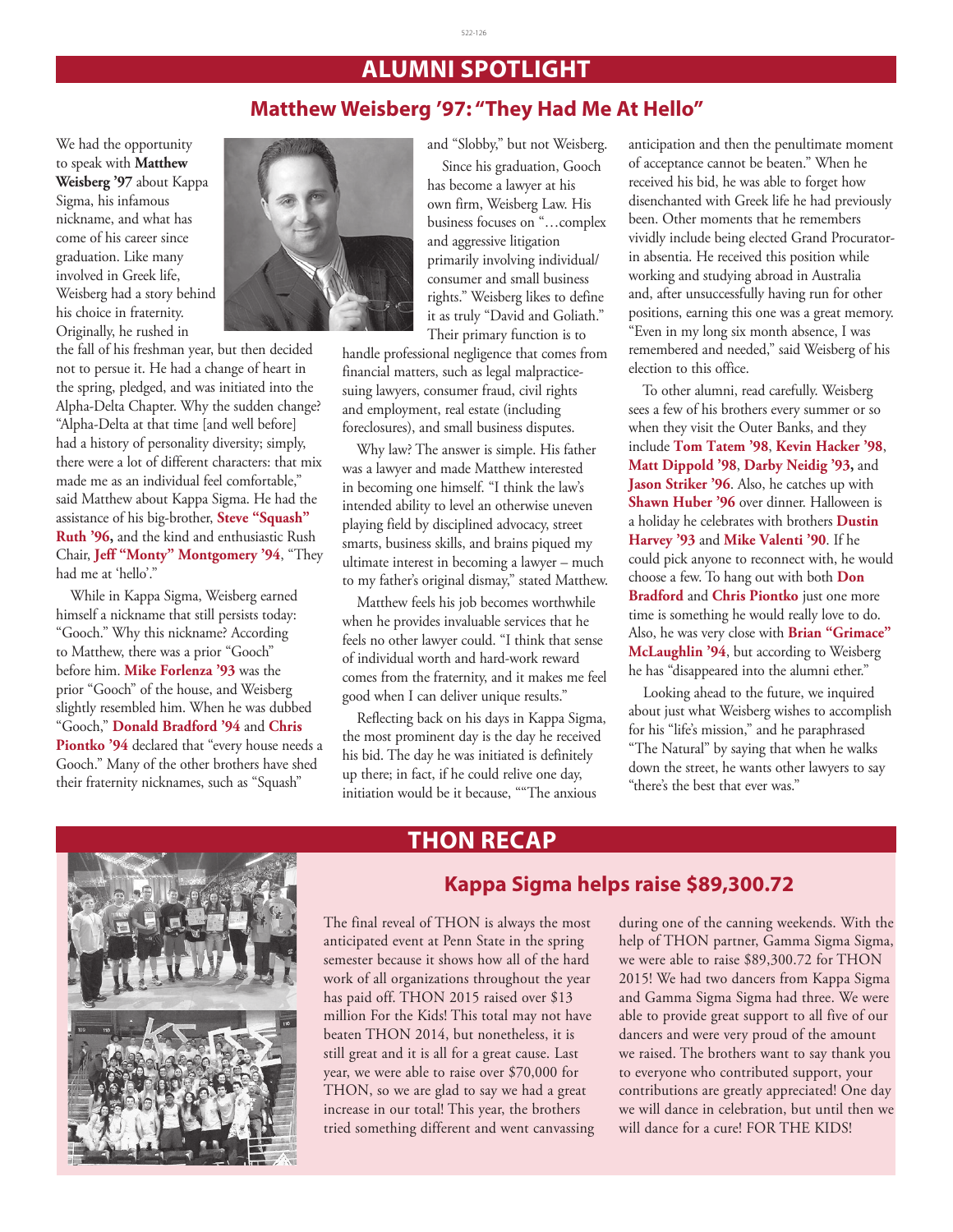# ALUMNI SPOTLIGHT

## Matthew Weisberg '97: "They Had Me At Hello"

We had the opportunity to speak with **Matthew Weisberg '97** about Kappa Sigma, his infamous nickname, and what has come of his career since graduation. Like many involved in Greek life, Weisberg had a story behind his choice in fraternity. Originally, he rushed in the fall of his freshman year, but then decided not to persue it. He had a change of heart in the spring, pledged, and was initiated into the Alpha-Delta Chapter. Why the sudden change? "Alpha-Delta at that time [and well before] had a history of personality diversity; simply, there were a lot of different characters: that mix made me as an individual feel comfortable," said Matthew about Kappa Sigma. He had the assistance of his big-brother, **Steve "Squash" Ruth '96,** and the kind and enthusiastic Rush Chair, **Jeff "Monty" Montgomery '94**, "They had me at 'hello'."

While in Kappa Sigma, Weisberg earned himself a nickname that still persists today: "Gooch." Why this nickname? According to Matthew, there was a prior "Gooch" before him. **Mike Forlenza '93** was the prior "Gooch" of the house, and Weisberg slightly resembled him. When he was dubbed "Gooch," **Donald Bradford '94** and **Chris Piontko '94** declared that "every house needs a Gooch." Many of the other brothers have shed their fraternity nicknames, such as "Squash" and "Slobby," but not Weisberg.

Since his graduation, Gooch has become a lawyer at his own firm, Weisberg Law. His business focuses on "…complex and aggressive litigation primarily involving individual/consumer and small business rights." Weisberg likes to define it as truly "David and Goliath." Their primary function is to handle professional negligence that comes from financial matters, such as legal malpractice-suing lawyers, consumer fraud, civil rights and employment, real estate (including foreclosures), and small business disputes.

Why law? The answer is simple. His father was a lawyer and made Matthew interested in becoming one himself. "I think the law's intended ability to level an otherwise uneven playing field by disciplined advocacy, street smarts, business skills, and brains piqued my ultimate interest in becoming a lawyer – much to my father's original dismay," stated Matthew.

Matthew feels his job becomes worthwhile when he provides invaluable services that he feels no other lawyer could. "I think that sense of individual worth and hard-work reward comes from the fraternity, and it makes me feel good when I can deliver unique results."

Reflecting back on his days in Kappa Sigma, the most prominent day is the day he received his bid. The day he was initiated is definitely up there; in fact, if he could relive one day, initiation would be it because, ""The anxious anticipation and then the penultimate moment of acceptance cannot be beaten." When he received his bid, he was able to forget how disenchanted with Greek life he had previously been. Other moments that he remembers vividly include being elected Grand Procurator-in absentia. He received this position while working and studying abroad in Australia and, after unsuccessfully having run for other positions, earning this one was a great memory. "Even in my long six month absence, I was remembered and needed," said Weisberg of his election to this office.

To other alumni, read carefully. Weisberg sees a few of his brothers every summer or so when they visit the Outer Banks, and they include **Tom Tatem '98**, **Kevin Hacker '98**, **Matt Dippold '98**, **Darby Neidig '93,** and **Jason Striker '96**. Also, he catches up with **Shawn Huber '96** over dinner. Halloween is a holiday he celebrates with brothers **Dustin Harvey '93** and **Mike Valenti '90**. If he could pick anyone to reconnect with, he would choose a few. To hang out with both **Don Bradford** and **Chris Piontko** just one more time is something he would really love to do. Also, he was very close with **Brian "Grimace" McLaughlin '94**, but according to Weisberg he has "disappeared into the alumni ether."

Looking ahead to the future, we inquired about just what Weisberg wishes to accomplish for his "life's mission," and he paraphrased "The Natural" by saying that when he walks down the street, he wants other lawyers to say "there's the best that ever was."

# THON RECAP

## Kappa Sigma helps raise $89,300.72

The final reveal of THON is always the most anticipated event at Penn State in the spring semester because it shows how all of the hard work of all organizations throughout the year has paid off. THON 2015 raised over $13 million For the Kids! This total may not have beaten THON 2014, but nonetheless, it is still great and it is all for a great cause. Last year, we were able to raise over $70,000 for THON, so we are glad to say we had a great increase in our total! This year, the brothers tried something different and went canvassing during one of the canning weekends. With the help of THON partner, Gamma Sigma Sigma, we were able to raise $89,300.72 for THON 2015! We had two dancers from Kappa Sigma and Gamma Sigma Sigma had three. We were able to provide great support to all five of our dancers and were very proud of the amount we raised. The brothers want to say thank you to everyone who contributed support, your contributions are greatly appreciated! One day we will dance in celebration, but until then we will dance for a cure! FOR THE KIDS!